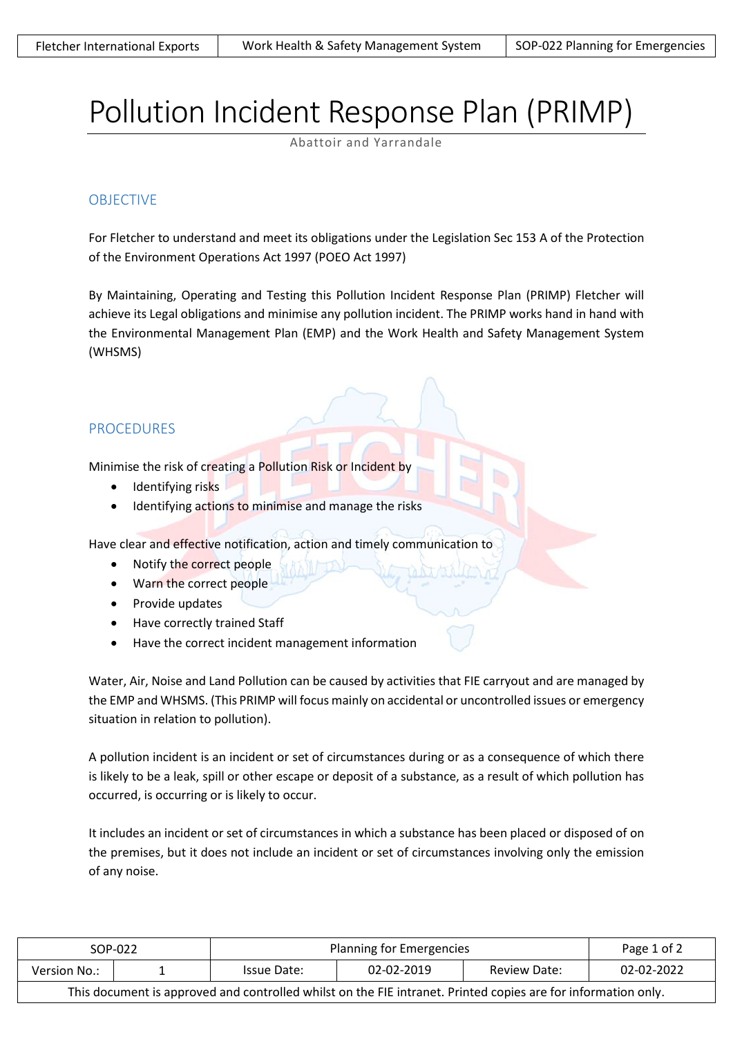# Pollution Incident Response Plan (PRIMP)

Abattoir and Yarrandale

## OBJECTIVE

For Fletcher to understand and meet its obligations under the Legislation Sec 153 A of the Protection of the Environment Operations Act 1997 (POEO Act 1997)

By Maintaining, Operating and Testing this Pollution Incident Response Plan (PRIMP) Fletcher will achieve its Legal obligations and minimise any pollution incident. The PRIMP works hand in hand with the Environmental Management Plan (EMP) and the Work Health and Safety Management System (WHSMS)

## PROCEDURES

Minimise the risk of creating a Pollution Risk or Incident by

- Identifying risks
- Identifying actions to minimise and manage the risks

Have clear and effective notification, action and timely communication to

- Notify the correct people
- Warn the correct people
- Provide updates
- Have correctly trained Staff
- Have the correct incident management information

Water, Air, Noise and Land Pollution can be caused by activities that FIE carryout and are managed by the EMP and WHSMS. (This PRIMP will focus mainly on accidental or uncontrolled issues or emergency situation in relation to pollution).

A pollution incident is an incident or set of circumstances during or as a consequence of which there is likely to be a leak, spill or other escape or deposit of a substance, as a result of which pollution has occurred, is occurring or is likely to occur.

It includes an incident or set of circumstances in which a substance has been placed or disposed of on the premises, but it does not include an incident or set of circumstances involving only the emission of any noise.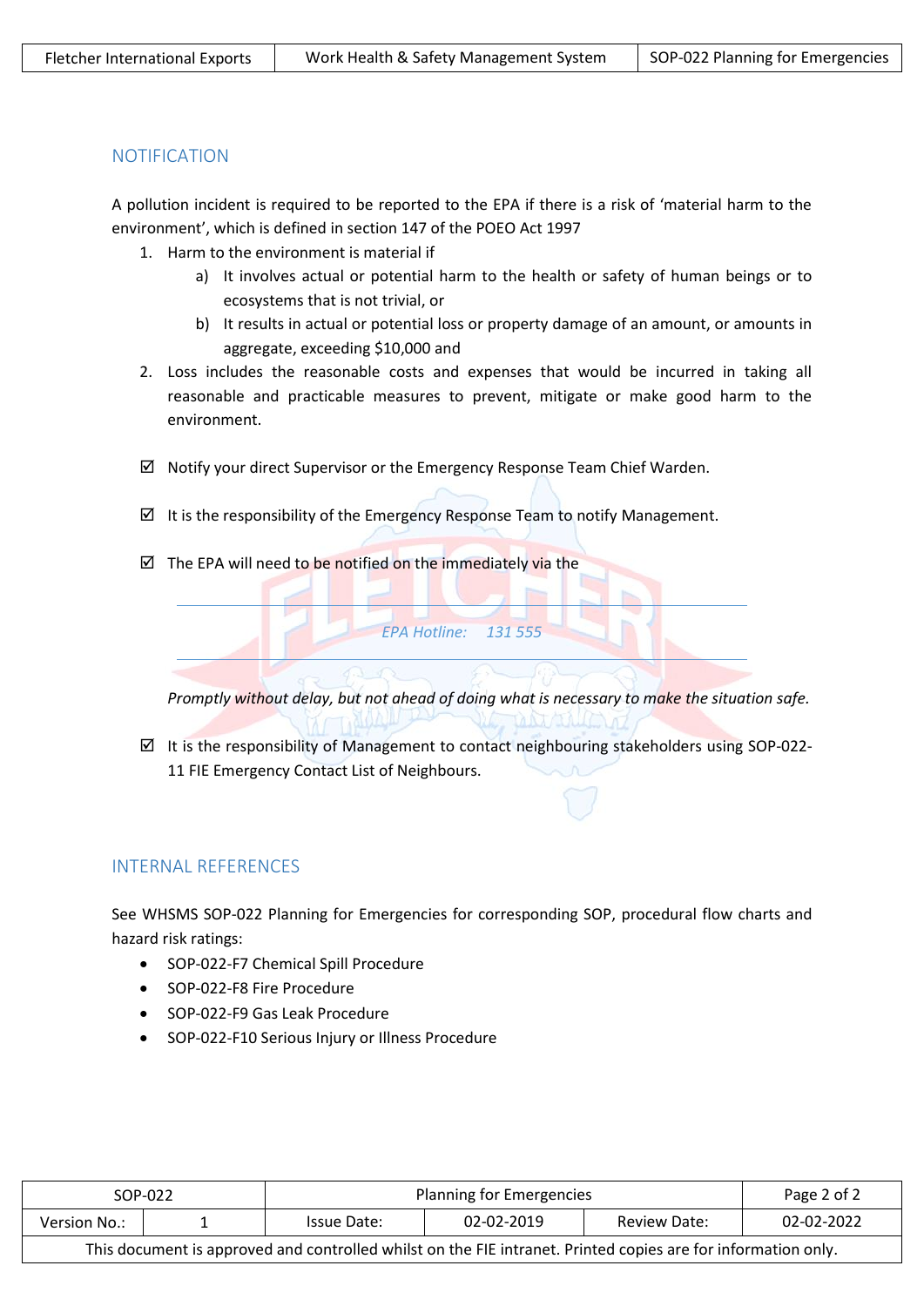## NOTIFICATION

A pollution incident is required to be reported to the EPA if there is a risk of 'material harm to the environment', which is defined in section 147 of the POEO Act 1997

1. Harm to the environment is material if
   a) It involves actual or potential harm to the health or safety of human beings or to ecosystems that is not trivial, or
   b) It results in actual or potential loss or property damage of an amount, or amounts in aggregate, exceeding $10,000 and
2. Loss includes the reasonable costs and expenses that would be incurred in taking all reasonable and practicable measures to prevent, mitigate or make good harm to the environment.

☑ Notify your direct Supervisor or the Emergency Response Team Chief Warden.

☑ It is the responsibility of the Emergency Response Team to notify Management.

☑ The EPA will need to be notified on the immediately via the

---

*EPA Hotline: 131 555*

---

*Promptly without delay, but not ahead of doing what is necessary to make the situation safe.*

☑ It is the responsibility of Management to contact neighbouring stakeholders using SOP-022-11 FIE Emergency Contact List of Neighbours.

## INTERNAL REFERENCES

See WHSMS SOP-022 Planning for Emergencies for corresponding SOP, procedural flow charts and hazard risk ratings:

- SOP-022-F7 Chemical Spill Procedure
- SOP-022-F8 Fire Procedure
- SOP-022-F9 Gas Leak Procedure
- SOP-022-F10 Serious Injury or Illness Procedure